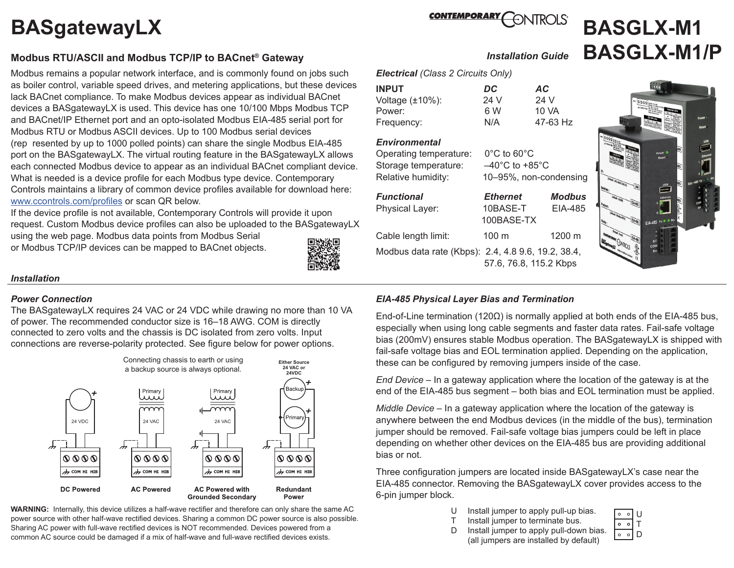# BASgatewayLX

# BASGLX-M1
# BASGLX-M1/P

*Installation Guide*

## Modbus RTU/ASCII and Modbus TCP/IP to BACnet® Gateway

Modbus remains a popular network interface, and is commonly found on jobs such as boiler control, variable speed drives, and metering applications, but these devices lack BACnet compliance. To make Modbus devices appear as individual BACnet devices a BASgatewayLX is used. This device has one 10/100 Mbps Modbus TCP and BACnet/IP Ethernet port and an opto-isolated Modbus EIA-485 serial port for Modbus RTU or Modbus ASCII devices. Up to 100 Modbus serial devices (rep resented by up to 1000 polled points) can share the single Modbus EIA-485 port on the BASgatewayLX. The virtual routing feature in the BASgatewayLX allows each connected Modbus device to appear as an individual BACnet compliant device. What is needed is a device profile for each Modbus type device. Contemporary Controls maintains a library of common device profiles available for download here: www.ccontrols.com/profiles or scan QR below.

If the device profile is not available, Contemporary Controls will provide it upon request. Custom Modbus device profiles can also be uploaded to the BASgatewayLX using the web page. Modbus data points from Modbus Serial or Modbus TCP/IP devices can be mapped to BACnet objects.

### *Electrical* (Class 2 Circuits Only)

| INPUT | DC | AC |
|---|---|---|
| Voltage (±10%): | 24 V | 24 V |
| Power: | 6 W | 10 VA |
| Frequency: | N/A | 47-63 Hz |

### *Environmental*

| | |
|---|---|
| Operating temperature: | 0°C to 60°C |
| Storage temperature: | –40°C to +85°C |
| Relative humidity: | 10–95%, non-condensing |

### *Functional*

| | Ethernet | Modbus |
|---|---|---|
| Physical Layer: | 10BASE-T 100BASE-TX | EIA-485 |
| Cable length limit: | 100 m | 1200 m |

Modbus data rate (Kbps): 2.4, 4.8 9.6, 19.2, 38.4, 57.6, 76.8, 115.2 Kbps

## *Installation*

### *Power Connection*

The BASgatewayLX requires 24 VAC or 24 VDC while drawing no more than 10 VA of power. The recommended conductor size is 16–18 AWG. COM is directly connected to zero volts and the chassis is DC isolated from zero volts. Input connections are reverse-polarity protected. See figure below for power options.

Connecting chassis to earth or using a backup source is always optional.

Either Source 24 VAC or 24VDC

DC Powered | AC Powered | AC Powered with Grounded Secondary | Redundant Power

**WARNING:** Internally, this device utilizes a half-wave rectifier and therefore can only share the same AC power source with other half-wave rectified devices. Sharing a common DC power source is also possible. Sharing AC power with full-wave rectified devices is NOT recommended. Devices powered from a common AC source could be damaged if a mix of half-wave and full-wave rectified devices exists.

### *EIA-485 Physical Layer Bias and Termination*

End-of-Line termination (120Ω) is normally applied at both ends of the EIA-485 bus, especially when using long cable segments and faster data rates. Fail-safe voltage bias (200mV) ensures stable Modbus operation. The BASgatewayLX is shipped with fail-safe voltage bias and EOL termination applied. Depending on the application, these can be configured by removing jumpers inside of the case.

*End Device* – In a gateway application where the location of the gateway is at the end of the EIA-485 bus segment – both bias and EOL termination must be applied.

*Middle Device* – In a gateway application where the location of the gateway is anywhere between the end Modbus devices (in the middle of the bus), termination jumper should be removed. Fail-safe voltage bias jumpers could be left in place depending on whether other devices on the EIA-485 bus are providing additional bias or not.

Three configuration jumpers are located inside BASgatewayLX's case near the EIA-485 connector. Removing the BASgatewayLX cover provides access to the 6-pin jumper block.

- U Install jumper to apply pull-up bias.
- T Install jumper to terminate bus.
- D Install jumper to apply pull-down bias. (all jumpers are installed by default)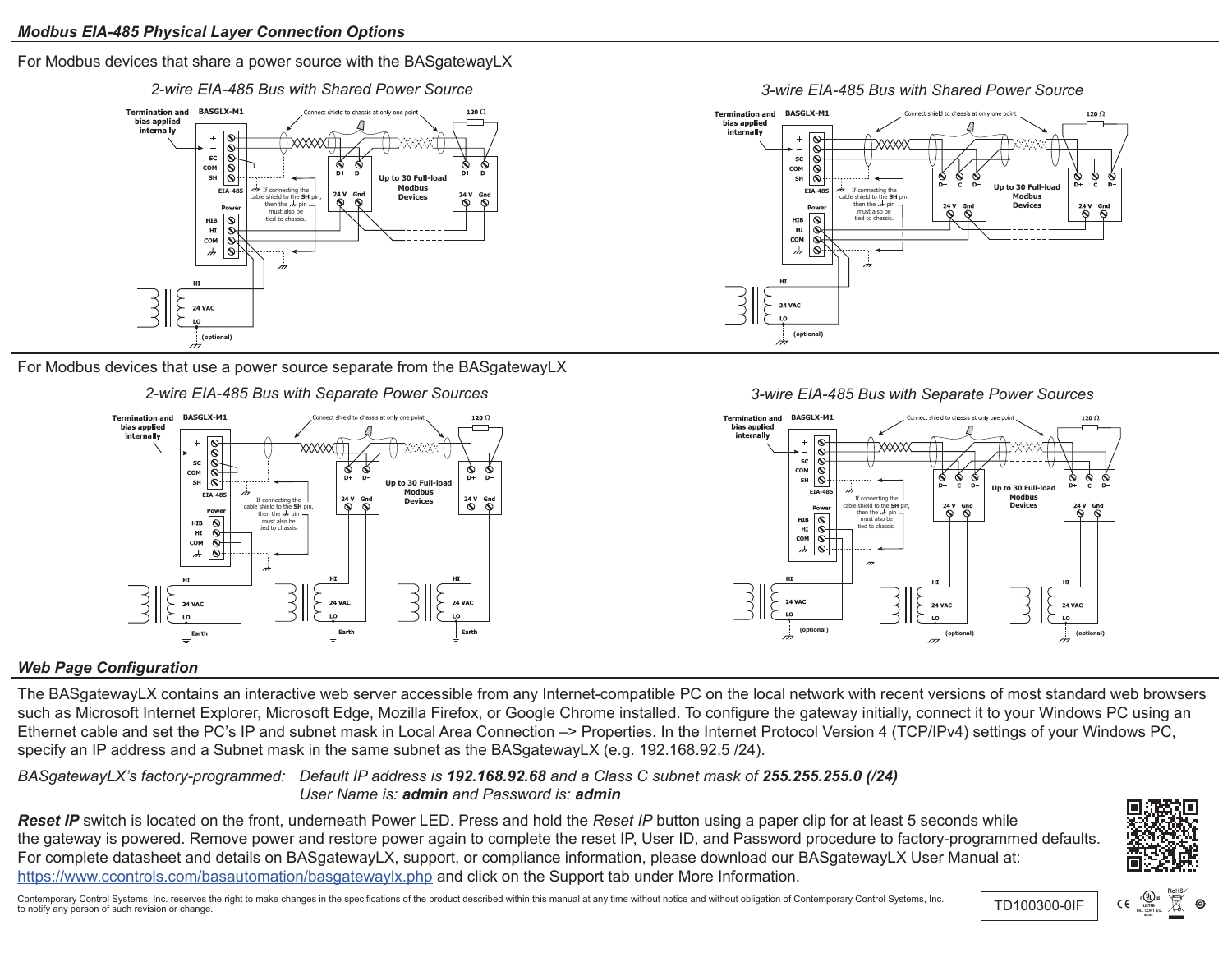## *Modbus EIA-485 Physical Layer Connection Options*

For Modbus devices that share a power source with the BASgatewayLX

*2-wire EIA-485 Bus with Shared Power Source*

Termination and bias applied internally

BASGLX-M1

Connect shield to chassis at only one point

120 Ω

+
–
SC
COM
SH

EIA-485

If connecting the cable shield to the SH pin, then the pin must also be tied to chassis.

Power
HIB
HI
COM

D+ D–
24 V Gnd

Up to 30 Full-load Modbus Devices

D+ D–
24 V Gnd

HI
24 VAC
LO
(optional)

*3-wire EIA-485 Bus with Shared Power Source*

Termination and bias applied internally

BASGLX-M1

Connect shield to chassis at only one point

120 Ω

+
–
SC
COM
SH

EIA-485

If connecting the cable shield to the SH pin, then the pin must also be tied to chassis.

Power
HIB
HI
COM

D+ C D–
24 V Gnd

Up to 30 Full-load Modbus Devices

D+ C D–
24 V Gnd

HI
24 VAC
LO
(optional)

For Modbus devices that use a power source separate from the BASgatewayLX

*2-wire EIA-485 Bus with Separate Power Sources*

Termination and bias applied internally

BASGLX-M1

Connect shield to chassis at only one point

120 Ω

+
–
SC
COM
SH

EIA-485

If connecting the cable shield to the SH pin, then the pin must also be tied to chassis.

Power
HIB
HI
COM

D+ D–
24 V Gnd

Up to 30 Full-load Modbus Devices

D+ D–
24 V Gnd

HI
24 VAC
LO
Earth

HI
24 VAC
LO
Earth

HI
24 VAC
LO
Earth

*3-wire EIA-485 Bus with Separate Power Sources*

Termination and bias applied internally

BASGLX-M1

Connect shield to chassis at only one point

120 Ω

+
–
SC
COM
SH

EIA-485

If connecting the cable shield to the SH pin, then the pin must also be tied to chassis.

Power
HIB
HI
COM

D+ C D–
24 V Gnd

Up to 30 Full-load Modbus Devices

D+ C D–
24 V Gnd

HI
24 VAC
LO
(optional)

HI
24 VAC
LO
(optional)

HI
24 VAC
LO
(optional)

## *Web Page Configuration*

The BASgatewayLX contains an interactive web server accessible from any Internet-compatible PC on the local network with recent versions of most standard web browsers such as Microsoft Internet Explorer, Microsoft Edge, Mozilla Firefox, or Google Chrome installed. To configure the gateway initially, connect it to your Windows PC using an Ethernet cable and set the PC's IP address and subnet mask in Local Area Connection –> Properties. In the Internet Protocol Version 4 (TCP/IPv4) settings of your Windows PC, specify an IP address and a Subnet mask in the same subnet as the BASgatewayLX (e.g. 192.168.92.5 /24).

*BASgatewayLX's factory-programmed: Default IP address is **192.168.92.68** and a Class C subnet mask of **255.255.255.0 (/24)***
*User Name is: **admin** and Password is: **admin***

***Reset IP*** switch is located on the front, underneath Power LED. Press and hold the *Reset IP* button using a paper clip for at least 5 seconds while the gateway is powered. Remove power and restore power again to complete the reset IP, User ID, and Password procedure to factory-programmed defaults. For complete datasheet and details on BASgatewayLX, support, or compliance information, please download our BASgatewayLX User Manual at: https://www.ccontrols.com/basautomation/basgatewaylx.php and click on the Support tab under More Information.

Contemporary Control Systems, Inc. reserves the right to make changes in the specifications of the product described within this manual at any time without notice and without obligation of Contemporary Control Systems, Inc. to notify any person of such revision or change.

TD100300-0IF